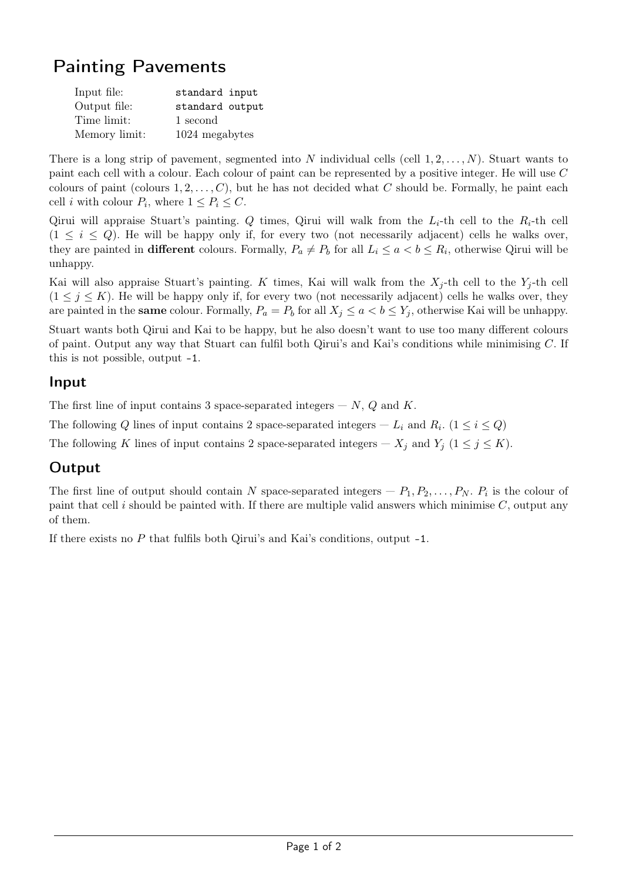# Painting Pavements

| | |
|---|---|
| Input file: | standard input |
| Output file: | standard output |
| Time limit: | 1 second |
| Memory limit: | 1024 megabytes |

There is a long strip of pavement, segmented into $N$ individual cells (cell $1, 2, \ldots, N$). Stuart wants to paint each cell with a colour. Each colour of paint can be represented by a positive integer. He will use $C$ colours of paint (colours $1, 2, \ldots, C$), but he has not decided what $C$ should be. Formally, he paint each cell $i$ with colour $P_i$, where $1 \le P_i \le C$.

Qirui will appraise Stuart's painting. $Q$ times, Qirui will walk from the $L_i$-th cell to the $R_i$-th cell ($1 \le i \le Q$). He will be happy only if, for every two (not necessarily adjacent) cells he walks over, they are painted in **different** colours. Formally, $P_a \ne P_b$ for all $L_i \le a < b \le R_i$, otherwise Qirui will be unhappy.

Kai will also appraise Stuart's painting. $K$ times, Kai will walk from the $X_j$-th cell to the $Y_j$-th cell ($1 \le j \le K$). He will be happy only if, for every two (not necessarily adjacent) cells he walks over, they are painted in the **same** colour. Formally, $P_a = P_b$ for all $X_j \le a < b \le Y_j$, otherwise Kai will be unhappy.

Stuart wants both Qirui and Kai to be happy, but he also doesn't want to use too many different colours of paint. Output any way that Stuart can fulfil both Qirui's and Kai's conditions while minimising $C$. If this is not possible, output -1.

## Input

The first line of input contains 3 space-separated integers — $N$, $Q$ and $K$.

The following $Q$ lines of input contains 2 space-separated integers — $L_i$ and $R_i$. ($1 \le i \le Q$)

The following $K$ lines of input contains 2 space-separated integers — $X_j$ and $Y_j$ ($1 \le j \le K$).

## Output

The first line of output should contain $N$ space-separated integers — $P_1, P_2, \ldots, P_N$. $P_i$ is the colour of paint that cell $i$ should be painted with. If there are multiple valid answers which minimise $C$, output any of them.

If there exists no $P$ that fulfils both Qirui's and Kai's conditions, output -1.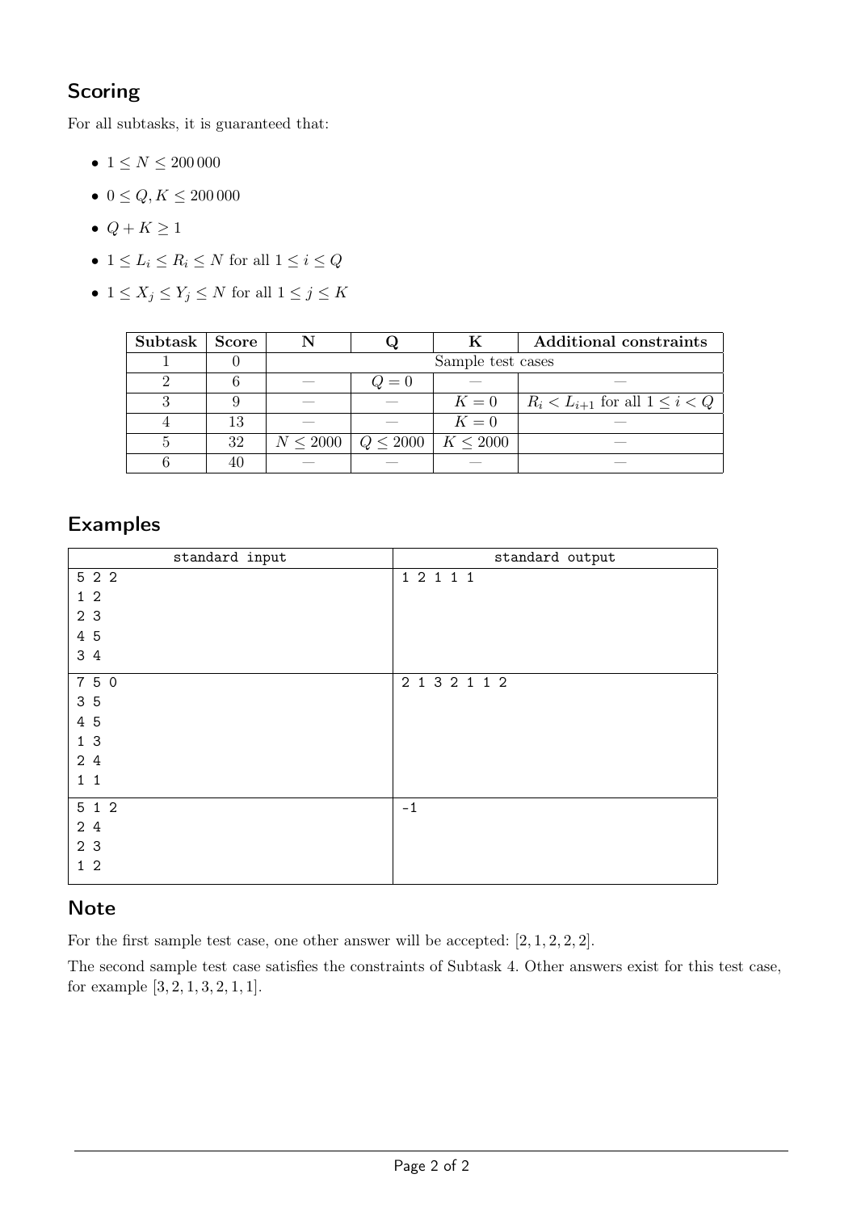## Scoring

For all subtasks, it is guaranteed that:

- $1 \le N \le 200\,000$
- $0 \le Q, K \le 200\,000$
- $Q + K \ge 1$
- $1 \le L_i \le R_i \le N$ for all $1 \le i \le Q$
- $1 \le X_j \le Y_j \le N$ for all $1 \le j \le K$

| Subtask | Score | N | Q | K | Additional constraints |
|---|---|---|---|---|---|
| 1 | 0 | Sample test cases | | | |
| 2 | 6 | — | $Q = 0$ | — | — |
| 3 | 9 | — | — | $K = 0$ | $R_i < L_{i+1}$ for all $1 \le i < Q$ |
| 4 | 13 | — | — | $K = 0$ | — |
| 5 | 32 | $N \le 2000$ | $Q \le 2000$ | $K \le 2000$ | — |
| 6 | 40 | — | — | — | — |

## Examples

| standard input | standard output |
|---|---|
| 5 2 2<br>1 2<br>2 3<br>4 5<br>3 4 | 1 2 1 1 1 |
| 7 5 0<br>3 5<br>4 5<br>1 3<br>2 4<br>1 1 | 2 1 3 2 1 1 2 |
| 5 1 2<br>2 4<br>2 3<br>1 2 | -1 |

## Note

For the first sample test case, one other answer will be accepted: $[2, 1, 2, 2, 2]$.

The second sample test case satisfies the constraints of Subtask 4. Other answers exist for this test case, for example $[3, 2, 1, 3, 2, 1, 1]$.